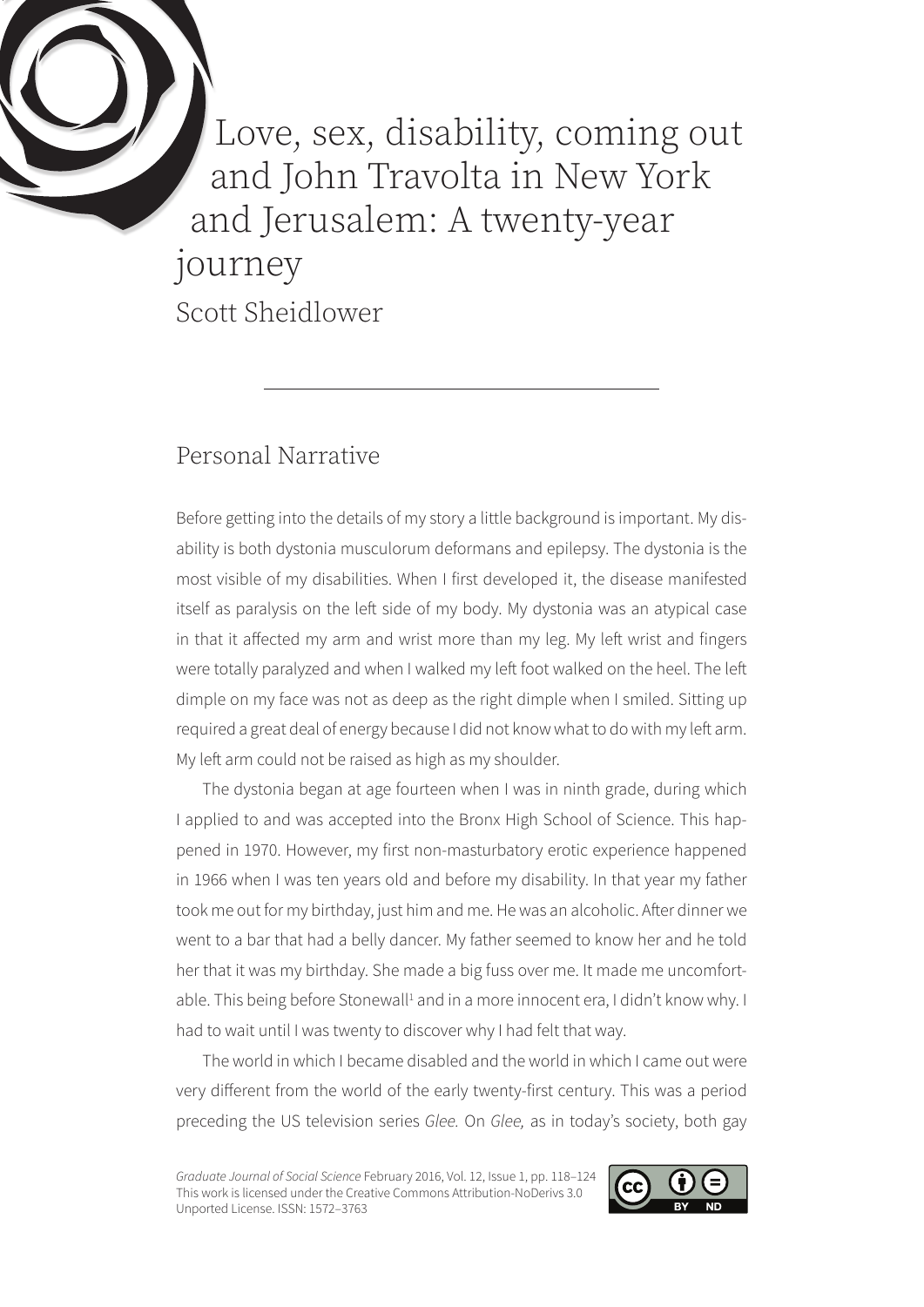# Love, sex, disability, coming out and John Travolta in New York and Jerusalem: A twenty-year journey

Scott Sheidlower

## Personal Narrative

Before getting into the details of my story a little background is important. My disability is both dystonia musculorum deformans and epilepsy. The dystonia is the most visible of my disabilities. When I first developed it, the disease manifested itself as paralysis on the left side of my body. My dystonia was an atypical case in that it affected my arm and wrist more than my leg. My left wrist and fingers were totally paralyzed and when I walked my left foot walked on the heel. The left dimple on my face was not as deep as the right dimple when I smiled. Sitting up required a great deal of energy because I did not know what to do with my left arm. My left arm could not be raised as high as my shoulder.

The dystonia began at age fourteen when I was in ninth grade, during which I applied to and was accepted into the Bronx High School of Science. This happened in 1970. However, my first non-masturbatory erotic experience happened in 1966 when I was ten years old and before my disability. In that year my father took me out for my birthday, just him and me. He was an alcoholic. After dinner we went to a bar that had a belly dancer. My father seemed to know her and he told her that it was my birthday. She made a big fuss over me. It made me uncomfortable. This being before Stonewall[1] and in a more innocent era, I didn't know why. I had to wait until I was twenty to discover why I had felt that way.

The world in which I became disabled and the world in which I came out were very different from the world of the early twenty-first century. This was a period preceding the US television series *Glee.* On *Glee,* as in today's society, both gay

*Graduate Journal of Social Science* February 2016, Vol. 12, Issue 1, pp. 118–124
This work is licensed under the Creative Commons Attribution-NoDerivs 3.0 Unported License. ISSN: 1572–3763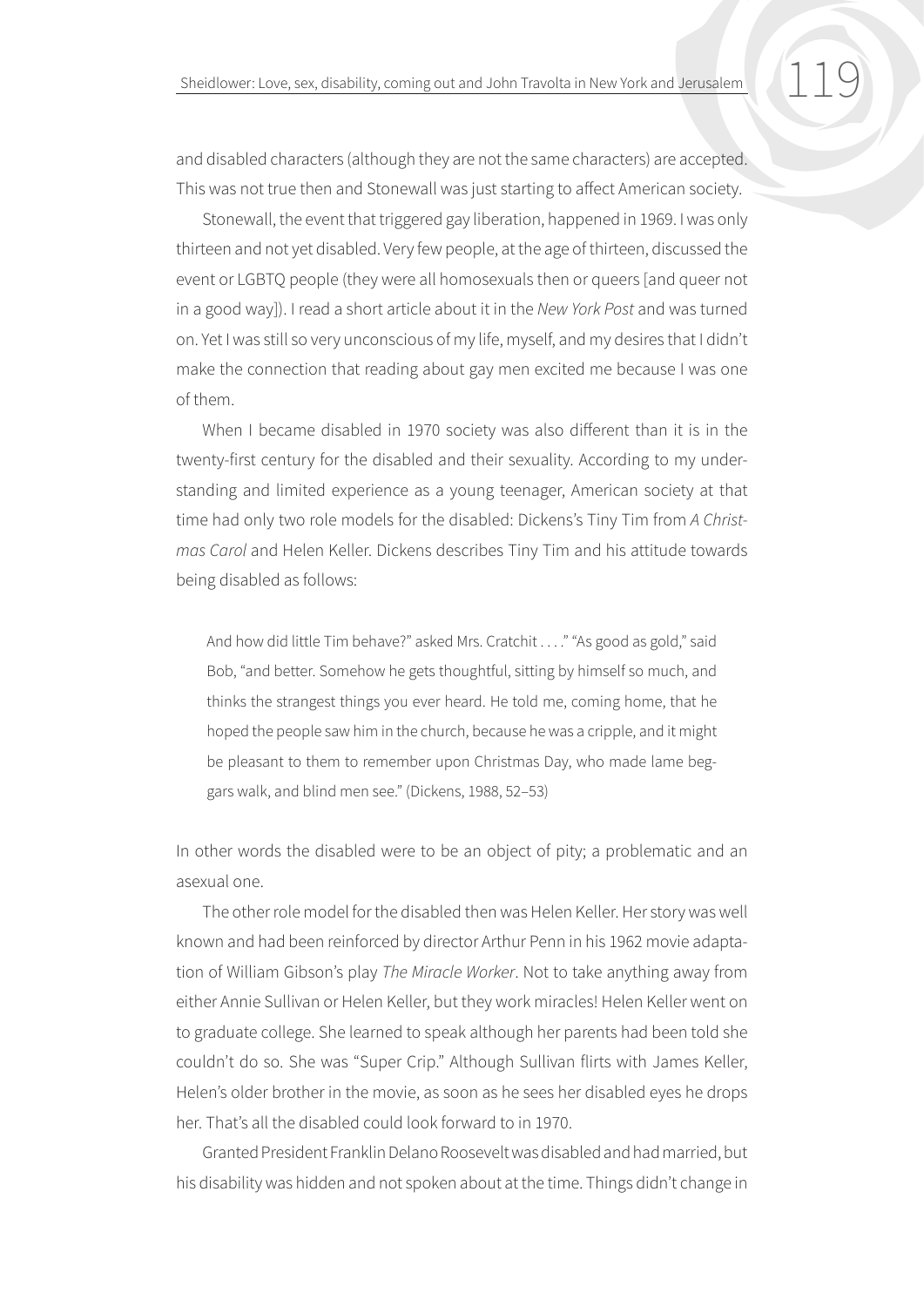and disabled characters (although they are not the same characters) are accepted. This was not true then and Stonewall was just starting to affect American society.

Stonewall, the event that triggered gay liberation, happened in 1969. I was only thirteen and not yet disabled. Very few people, at the age of thirteen, discussed the event or LGBTQ people (they were all homosexuals then or queers [and queer not in a good way]). I read a short article about it in the *New York Post* and was turned on. Yet I was still so very unconscious of my life, myself, and my desires that I didn't make the connection that reading about gay men excited me because I was one of them.

When I became disabled in 1970 society was also different than it is in the twenty-first century for the disabled and their sexuality. According to my understanding and limited experience as a young teenager, American society at that time had only two role models for the disabled: Dickens's Tiny Tim from *A Christmas Carol* and Helen Keller. Dickens describes Tiny Tim and his attitude towards being disabled as follows:

> And how did little Tim behave?" asked Mrs. Cratchit . . . ." "As good as gold," said Bob, "and better. Somehow he gets thoughtful, sitting by himself so much, and thinks the strangest things you ever heard. He told me, coming home, that he hoped the people saw him in the church, because he was a cripple, and it might be pleasant to them to remember upon Christmas Day, who made lame beggars walk, and blind men see." (Dickens, 1988, 52–53)

In other words the disabled were to be an object of pity; a problematic and an asexual one.

The other role model for the disabled then was Helen Keller. Her story was well known and had been reinforced by director Arthur Penn in his 1962 movie adaptation of William Gibson's play *The Miracle Worker*. Not to take anything away from either Annie Sullivan or Helen Keller, but they work miracles! Helen Keller went on to graduate college. She learned to speak although her parents had been told she couldn't do so. She was "Super Crip." Although Sullivan flirts with James Keller, Helen's older brother in the movie, as soon as he sees her disabled eyes he drops her. That's all the disabled could look forward to in 1970.

Granted President Franklin Delano Roosevelt was disabled and had married, but his disability was hidden and not spoken about at the time. Things didn't change in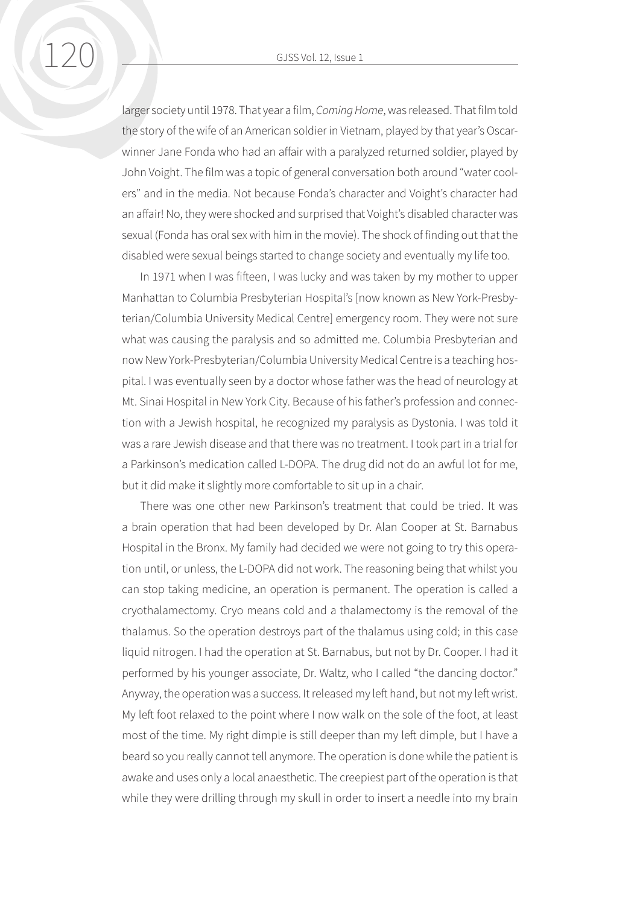larger society until 1978. That year a film, *Coming Home*, was released. That film told the story of the wife of an American soldier in Vietnam, played by that year's Oscar-winner Jane Fonda who had an affair with a paralyzed returned soldier, played by John Voight. The film was a topic of general conversation both around "water coolers" and in the media. Not because Fonda's character and Voight's character had an affair! No, they were shocked and surprised that Voight's disabled character was sexual (Fonda has oral sex with him in the movie). The shock of finding out that the disabled were sexual beings started to change society and eventually my life too.

In 1971 when I was fifteen, I was lucky and was taken by my mother to upper Manhattan to Columbia Presbyterian Hospital's [now known as New York-Presbyterian/Columbia University Medical Centre] emergency room. They were not sure what was causing the paralysis and so admitted me. Columbia Presbyterian and now New York-Presbyterian/Columbia University Medical Centre is a teaching hospital. I was eventually seen by a doctor whose father was the head of neurology at Mt. Sinai Hospital in New York City. Because of his father's profession and connection with a Jewish hospital, he recognized my paralysis as Dystonia. I was told it was a rare Jewish disease and that there was no treatment. I took part in a trial for a Parkinson's medication called L-DOPA. The drug did not do an awful lot for me, but it did make it slightly more comfortable to sit up in a chair.

There was one other new Parkinson's treatment that could be tried. It was a brain operation that had been developed by Dr. Alan Cooper at St. Barnabus Hospital in the Bronx. My family had decided we were not going to try this operation until, or unless, the L-DOPA did not work. The reasoning being that whilst you can stop taking medicine, an operation is permanent. The operation is called a cryothalamectomy. Cryo means cold and a thalamectomy is the removal of the thalamus. So the operation destroys part of the thalamus using cold; in this case liquid nitrogen. I had the operation at St. Barnabus, but not by Dr. Cooper. I had it performed by his younger associate, Dr. Waltz, who I called "the dancing doctor." Anyway, the operation was a success. It released my left hand, but not my left wrist. My left foot relaxed to the point where I now walk on the sole of the foot, at least most of the time. My right dimple is still deeper than my left dimple, but I have a beard so you really cannot tell anymore. The operation is done while the patient is awake and uses only a local anaesthetic. The creepiest part of the operation is that while they were drilling through my skull in order to insert a needle into my brain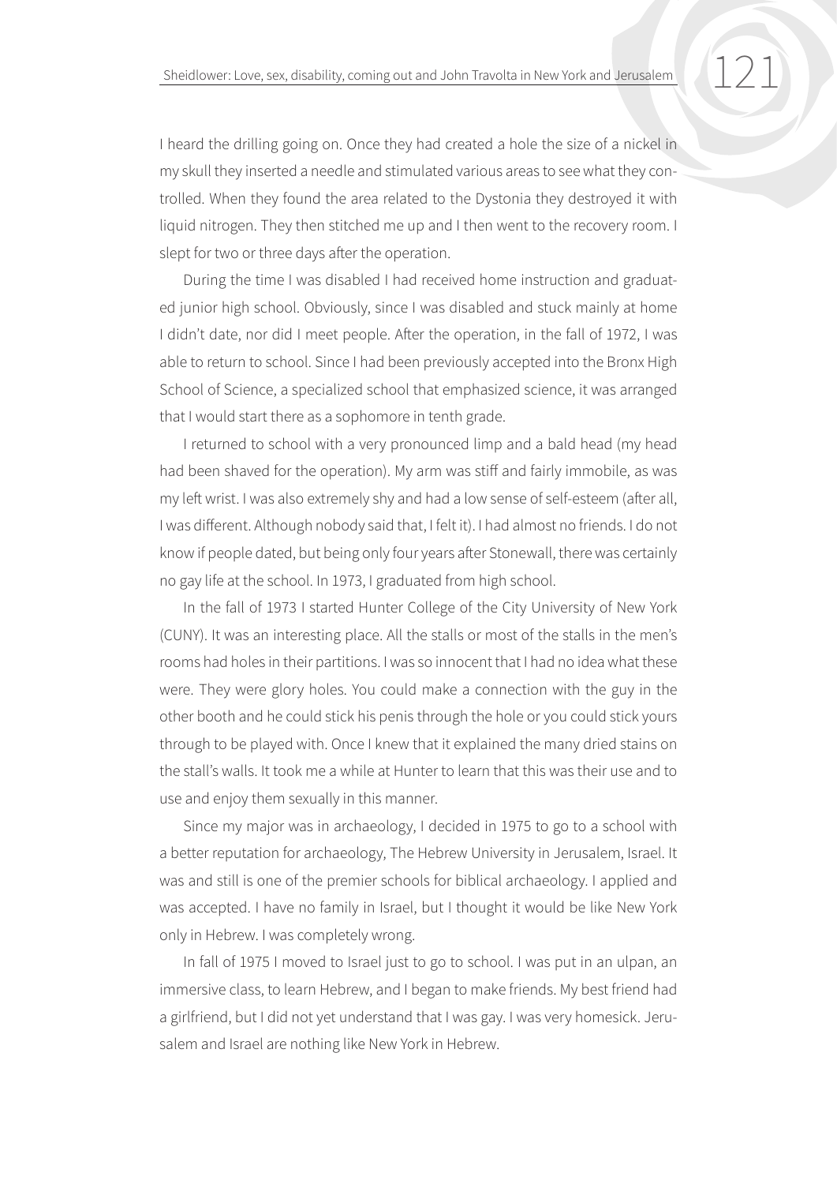I heard the drilling going on. Once they had created a hole the size of a nickel in my skull they inserted a needle and stimulated various areas to see what they controlled. When they found the area related to the Dystonia they destroyed it with liquid nitrogen. They then stitched me up and I then went to the recovery room. I slept for two or three days after the operation.

During the time I was disabled I had received home instruction and graduated junior high school. Obviously, since I was disabled and stuck mainly at home I didn't date, nor did I meet people. After the operation, in the fall of 1972, I was able to return to school. Since I had been previously accepted into the Bronx High School of Science, a specialized school that emphasized science, it was arranged that I would start there as a sophomore in tenth grade.

I returned to school with a very pronounced limp and a bald head (my head had been shaved for the operation). My arm was stiff and fairly immobile, as was my left wrist. I was also extremely shy and had a low sense of self-esteem (after all, I was different. Although nobody said that, I felt it). I had almost no friends. I do not know if people dated, but being only four years after Stonewall, there was certainly no gay life at the school. In 1973, I graduated from high school.

In the fall of 1973 I started Hunter College of the City University of New York (CUNY). It was an interesting place. All the stalls or most of the stalls in the men's rooms had holes in their partitions. I was so innocent that I had no idea what these were. They were glory holes. You could make a connection with the guy in the other booth and he could stick his penis through the hole or you could stick yours through to be played with. Once I knew that it explained the many dried stains on the stall's walls. It took me a while at Hunter to learn that this was their use and to use and enjoy them sexually in this manner.

Since my major was in archaeology, I decided in 1975 to go to a school with a better reputation for archaeology, The Hebrew University in Jerusalem, Israel. It was and still is one of the premier schools for biblical archaeology. I applied and was accepted. I have no family in Israel, but I thought it would be like New York only in Hebrew. I was completely wrong.

In fall of 1975 I moved to Israel just to go to school. I was put in an ulpan, an immersive class, to learn Hebrew, and I began to make friends. My best friend had a girlfriend, but I did not yet understand that I was gay. I was very homesick. Jerusalem and Israel are nothing like New York in Hebrew.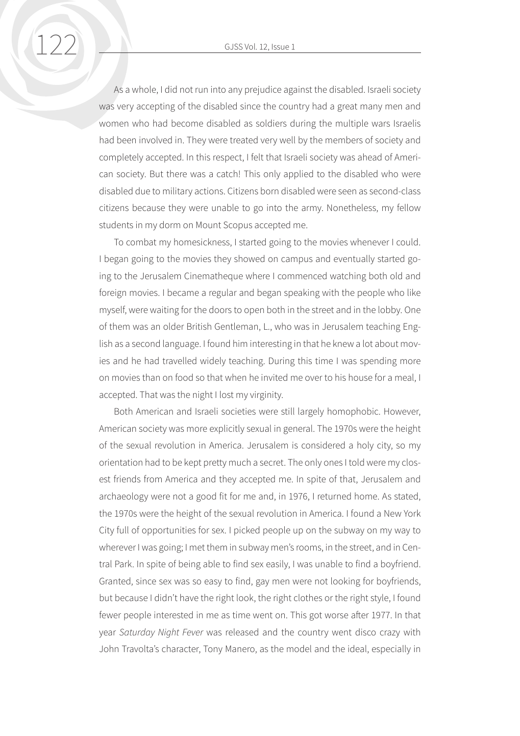As a whole, I did not run into any prejudice against the disabled. Israeli society was very accepting of the disabled since the country had a great many men and women who had become disabled as soldiers during the multiple wars Israelis had been involved in. They were treated very well by the members of society and completely accepted. In this respect, I felt that Israeli society was ahead of American society. But there was a catch! This only applied to the disabled who were disabled due to military actions. Citizens born disabled were seen as second-class citizens because they were unable to go into the army. Nonetheless, my fellow students in my dorm on Mount Scopus accepted me.

To combat my homesickness, I started going to the movies whenever I could. I began going to the movies they showed on campus and eventually started going to the Jerusalem Cinematheque where I commenced watching both old and foreign movies. I became a regular and began speaking with the people who like myself, were waiting for the doors to open both in the street and in the lobby. One of them was an older British Gentleman, L., who was in Jerusalem teaching English as a second language. I found him interesting in that he knew a lot about movies and he had travelled widely teaching. During this time I was spending more on movies than on food so that when he invited me over to his house for a meal, I accepted. That was the night I lost my virginity.

Both American and Israeli societies were still largely homophobic. However, American society was more explicitly sexual in general. The 1970s were the height of the sexual revolution in America. Jerusalem is considered a holy city, so my orientation had to be kept pretty much a secret. The only ones I told were my closest friends from America and they accepted me. In spite of that, Jerusalem and archaeology were not a good fit for me and, in 1976, I returned home. As stated, the 1970s were the height of the sexual revolution in America. I found a New York City full of opportunities for sex. I picked people up on the subway on my way to wherever I was going; I met them in subway men's rooms, in the street, and in Central Park. In spite of being able to find sex easily, I was unable to find a boyfriend. Granted, since sex was so easy to find, gay men were not looking for boyfriends, but because I didn't have the right look, the right clothes or the right style, I found fewer people interested in me as time went on. This got worse after 1977. In that year *Saturday Night Fever* was released and the country went disco crazy with John Travolta's character, Tony Manero, as the model and the ideal, especially in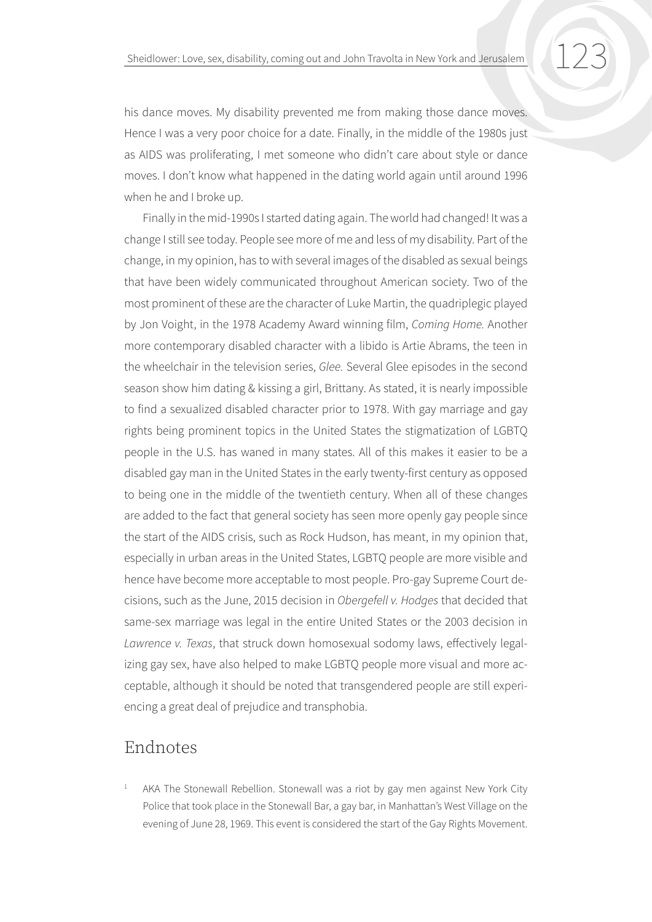his dance moves. My disability prevented me from making those dance moves. Hence I was a very poor choice for a date. Finally, in the middle of the 1980s just as AIDS was proliferating, I met someone who didn't care about style or dance moves. I don't know what happened in the dating world again until around 1996 when he and I broke up.

Finally in the mid-1990s I started dating again. The world had changed! It was a change I still see today. People see more of me and less of my disability. Part of the change, in my opinion, has to with several images of the disabled as sexual beings that have been widely communicated throughout American society. Two of the most prominent of these are the character of Luke Martin, the quadriplegic played by Jon Voight, in the 1978 Academy Award winning film, *Coming Home.* Another more contemporary disabled character with a libido is Artie Abrams, the teen in the wheelchair in the television series, *Glee.* Several Glee episodes in the second season show him dating & kissing a girl, Brittany. As stated, it is nearly impossible to find a sexualized disabled character prior to 1978. With gay marriage and gay rights being prominent topics in the United States the stigmatization of LGBTQ people in the U.S. has waned in many states. All of this makes it easier to be a disabled gay man in the United States in the early twenty-first century as opposed to being one in the middle of the twentieth century. When all of these changes are added to the fact that general society has seen more openly gay people since the start of the AIDS crisis, such as Rock Hudson, has meant, in my opinion that, especially in urban areas in the United States, LGBTQ people are more visible and hence have become more acceptable to most people. Pro-gay Supreme Court decisions, such as the June, 2015 decision in *Obergefell v. Hodges* that decided that same-sex marriage was legal in the entire United States or the 2003 decision in *Lawrence v. Texas*, that struck down homosexual sodomy laws, effectively legalizing gay sex, have also helped to make LGBTQ people more visual and more acceptable, although it should be noted that transgendered people are still experiencing a great deal of prejudice and transphobia.

## Endnotes

[1] AKA The Stonewall Rebellion. Stonewall was a riot by gay men against New York City Police that took place in the Stonewall Bar, a gay bar, in Manhattan's West Village on the evening of June 28, 1969. This event is considered the start of the Gay Rights Movement.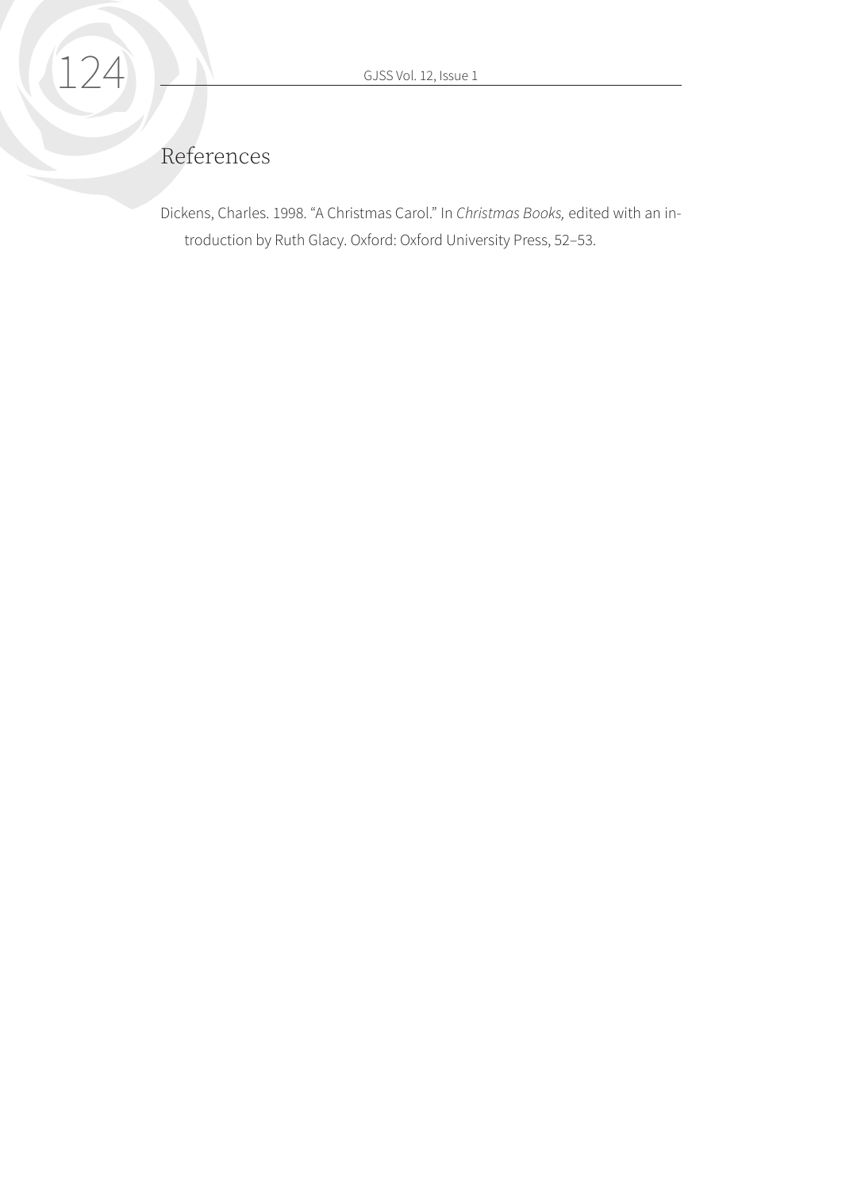## References

Dickens, Charles. 1998. "A Christmas Carol." In *Christmas Books,* edited with an introduction by Ruth Glacy. Oxford: Oxford University Press, 52–53.